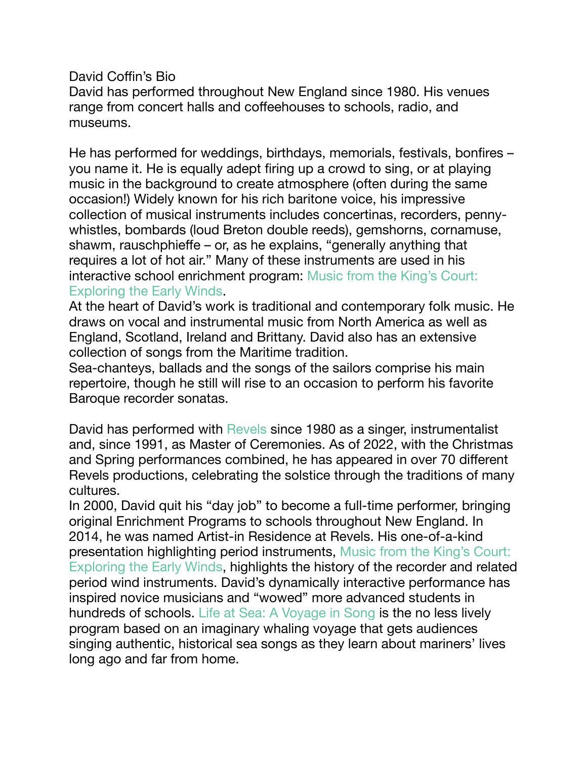David Coffin's Bio

David has performed throughout New England since 1980. His venues range from concert halls and coffeehouses to schools, radio, and museums.

He has performed for weddings, birthdays, memorials, festivals, bonfires – you name it. He is equally adept firing up a crowd to sing, or at playing music in the background to create atmosphere (often during the same occasion!) Widely known for his rich baritone voice, his impressive collection of musical instruments includes concertinas, recorders, penny-whistles, bombards (loud Breton double reeds), gemshorns, cornamuse, shawm, rauschphieffe – or, as he explains, "generally anything that requires a lot of hot air." Many of these instruments are used in his interactive school enrichment program: Music from the King's Court: Exploring the Early Winds.

At the heart of David's work is traditional and contemporary folk music. He draws on vocal and instrumental music from North America as well as England, Scotland, Ireland and Brittany. David also has an extensive collection of songs from the Maritime tradition.

Sea-chanteys, ballads and the songs of the sailors comprise his main repertoire, though he still will rise to an occasion to perform his favorite Baroque recorder sonatas.

David has performed with Revels since 1980 as a singer, instrumentalist and, since 1991, as Master of Ceremonies. As of 2022, with the Christmas and Spring performances combined, he has appeared in over 70 different Revels productions, celebrating the solstice through the traditions of many cultures.

In 2000, David quit his "day job" to become a full-time performer, bringing original Enrichment Programs to schools throughout New England. In 2014, he was named Artist-in Residence at Revels. His one-of-a-kind presentation highlighting period instruments, Music from the King's Court: Exploring the Early Winds, highlights the history of the recorder and related period wind instruments. David's dynamically interactive performance has inspired novice musicians and "wowed" more advanced students in hundreds of schools. Life at Sea: A Voyage in Song is the no less lively program based on an imaginary whaling voyage that gets audiences singing authentic, historical sea songs as they learn about mariners' lives long ago and far from home.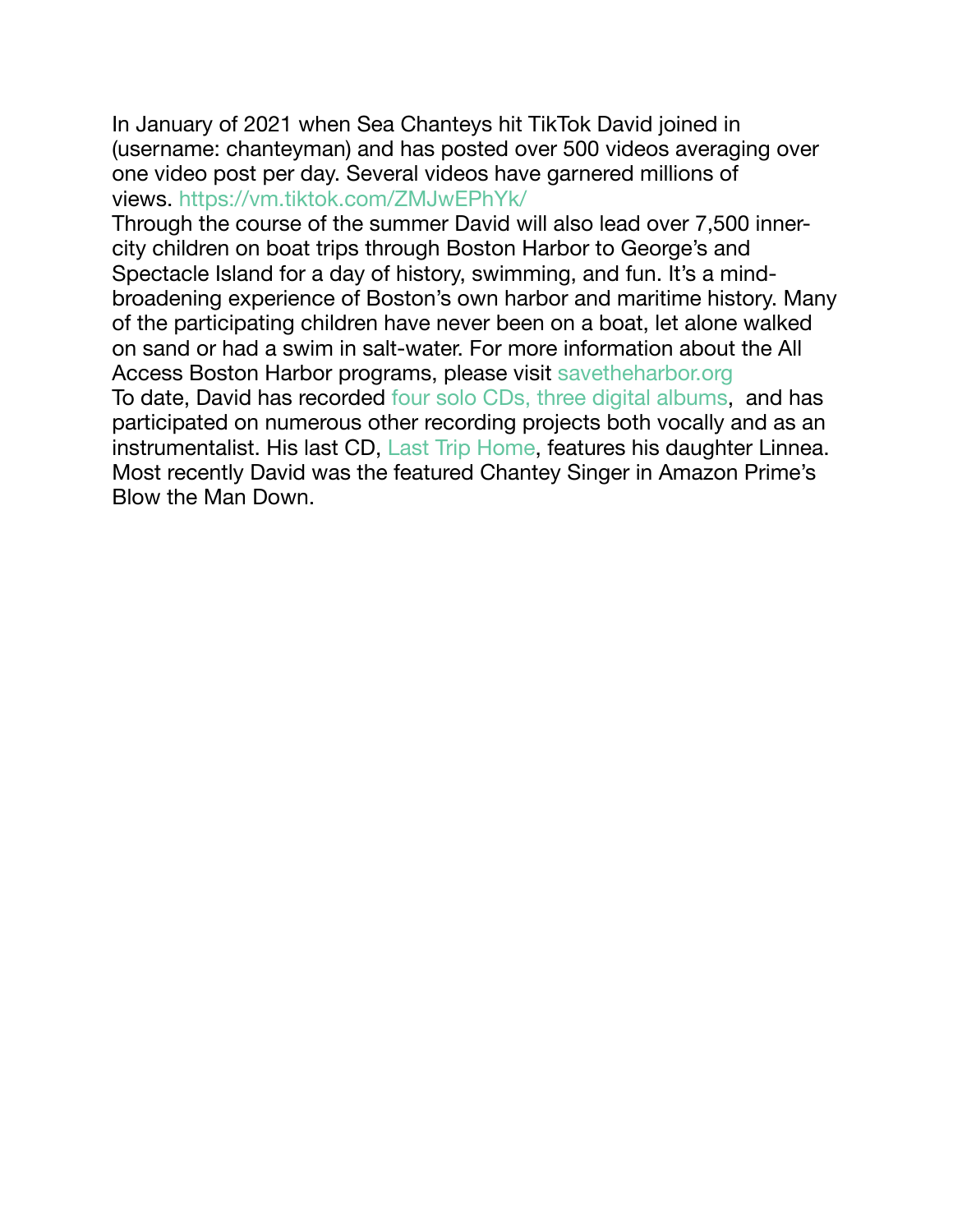In January of 2021 when Sea Chanteys hit TikTok David joined in (username: chanteyman) and has posted over 500 videos averaging over one video post per day. Several videos have garnered millions of views. https://vm.tiktok.com/ZMJwEPhYk/

Through the course of the summer David will also lead over 7,500 inner-city children on boat trips through Boston Harbor to George's and Spectacle Island for a day of history, swimming, and fun. It's a mind-broadening experience of Boston's own harbor and maritime history. Many of the participating children have never been on a boat, let alone walked on sand or had a swim in salt-water. For more information about the All Access Boston Harbor programs, please visit savetheharbor.org

To date, David has recorded four solo CDs, three digital albums, and has participated on numerous other recording projects both vocally and as an instrumentalist. His last CD, Last Trip Home, features his daughter Linnea. Most recently David was the featured Chantey Singer in Amazon Prime's Blow the Man Down.